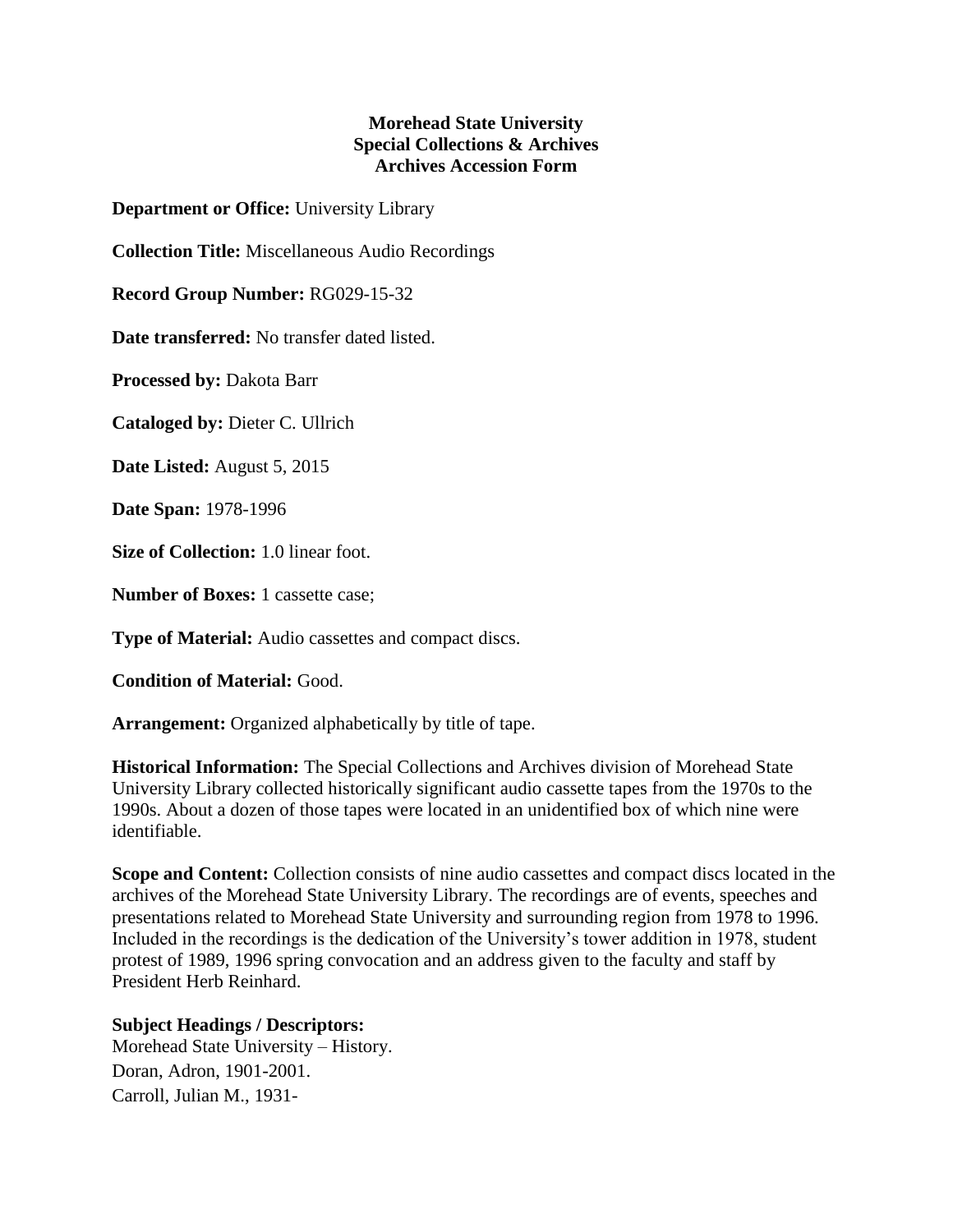**Morehead State University**
**Special Collections & Archives**
**Archives Accession Form**

**Department or Office:** University Library

**Collection Title:** Miscellaneous Audio Recordings

**Record Group Number:** RG029-15-32

**Date transferred:** No transfer dated listed.

**Processed by:** Dakota Barr

**Cataloged by:** Dieter C. Ullrich

**Date Listed:** August 5, 2015

**Date Span:** 1978-1996

**Size of Collection:** 1.0 linear foot.

**Number of Boxes:** 1 cassette case;

**Type of Material:** Audio cassettes and compact discs.

**Condition of Material:** Good.

**Arrangement:** Organized alphabetically by title of tape.

**Historical Information:** The Special Collections and Archives division of Morehead State University Library collected historically significant audio cassette tapes from the 1970s to the 1990s. About a dozen of those tapes were located in an unidentified box of which nine were identifiable.

**Scope and Content:** Collection consists of nine audio cassettes and compact discs located in the archives of the Morehead State University Library. The recordings are of events, speeches and presentations related to Morehead State University and surrounding region from 1978 to 1996. Included in the recordings is the dedication of the University's tower addition in 1978, student protest of 1989, 1996 spring convocation and an address given to the faculty and staff by President Herb Reinhard.

**Subject Headings / Descriptors:**
Morehead State University – History.
Doran, Adron, 1901-2001.
Carroll, Julian M., 1931-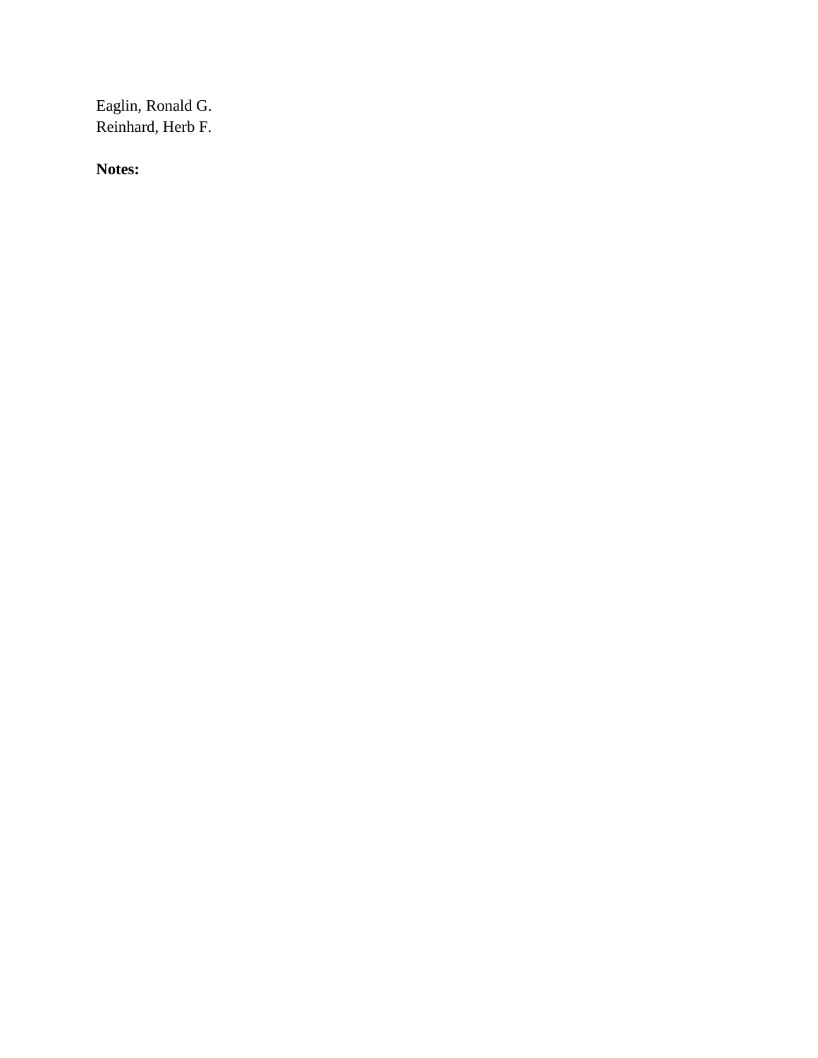Eaglin, Ronald G.
Reinhard, Herb F.

**Notes:**